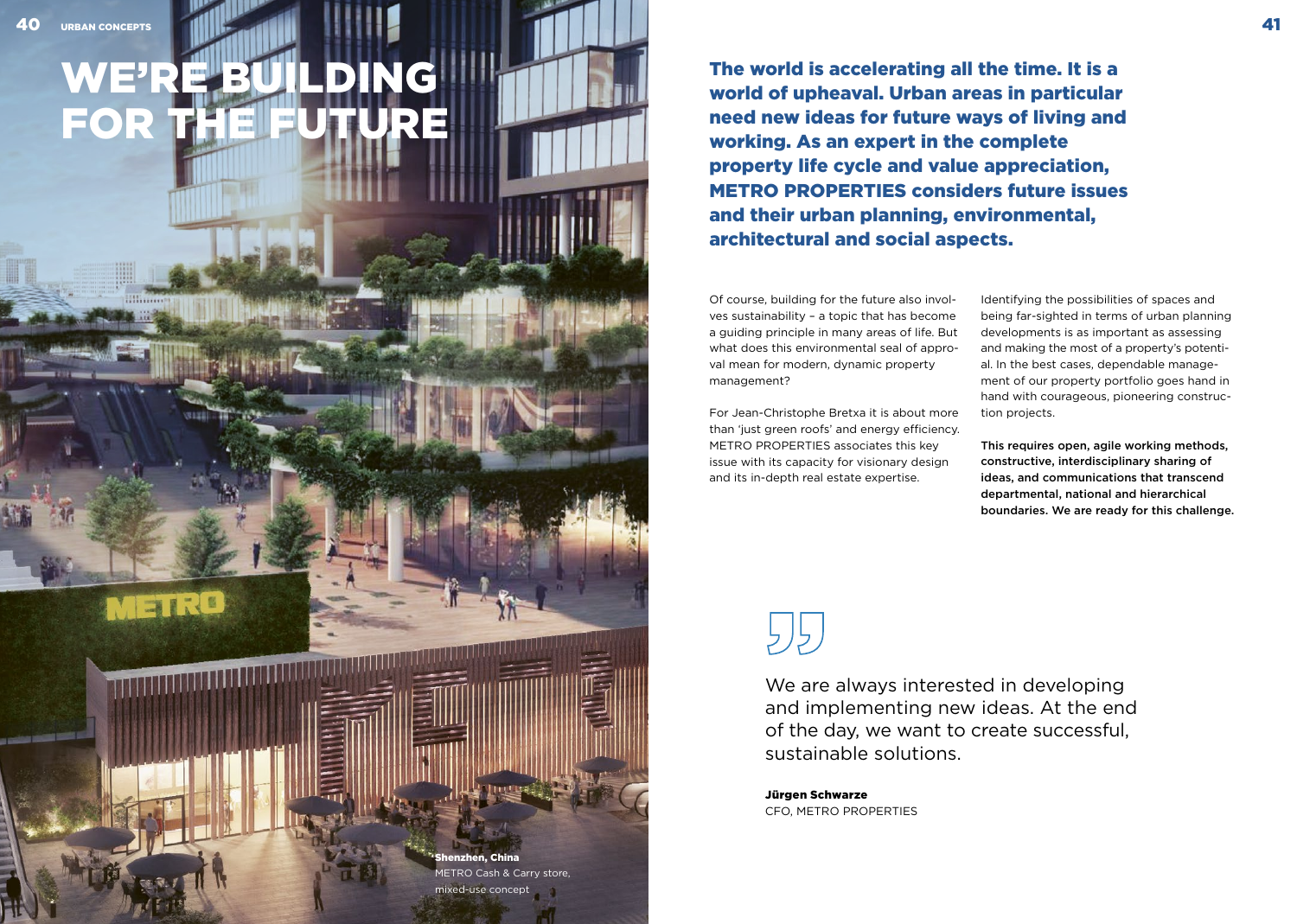# WE'RE BUILDING FOR THE FUTURE

Shenzhen, China
METRO Cash & Carry store, mixed-use concept

**The world is accelerating all the time. It is a world of upheaval. Urban areas in particular need new ideas for future ways of living and working. As an expert in the complete property life cycle and value appreciation, METRO PROPERTIES considers future issues and their urban planning, environmental, architectural and social aspects.**

Of course, building for the future also involves sustainability – a topic that has become a guiding principle in many areas of life. But what does this environmental seal of approval mean for modern, dynamic property management?

For Jean-Christophe Bretxa it is about more than 'just green roofs' and energy efficiency. METRO PROPERTIES associates this key issue with its capacity for visionary design and its in-depth real estate expertise.

Identifying the possibilities of spaces and being far-sighted in terms of urban planning developments is as important as assessing and making the most of a property's potential. In the best cases, dependable management of our property portfolio goes hand in hand with courageous, pioneering construction projects.

**This requires open, agile working methods, constructive, interdisciplinary sharing of ideas, and communications that transcend departmental, national and hierarchical boundaries. We are ready for this challenge.**

> We are always interested in developing and implementing new ideas. At the end of the day, we want to create successful, sustainable solutions.
>
> **Jürgen Schwarze**
> CFO, METRO PROPERTIES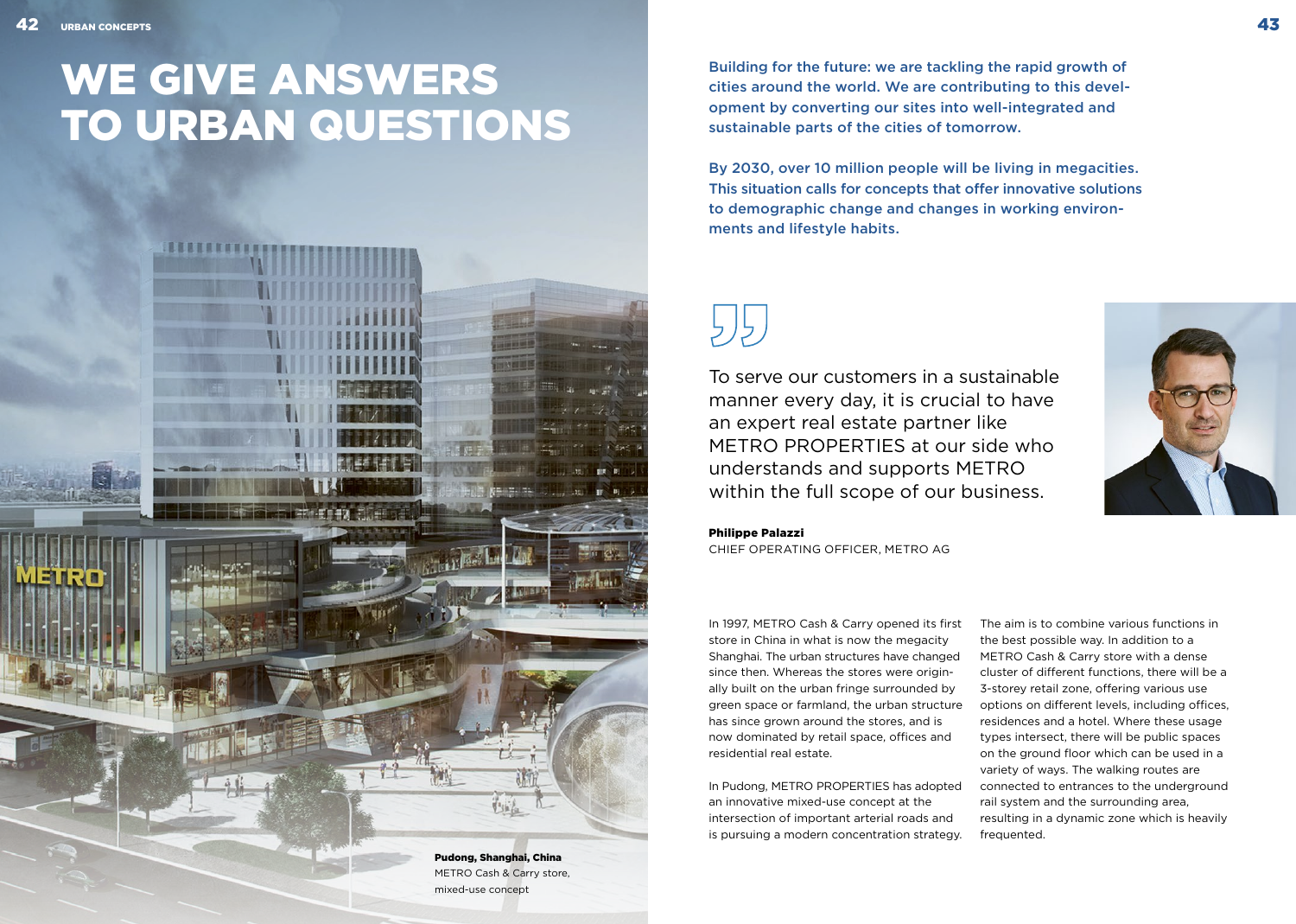# WE GIVE ANSWERS TO URBAN QUESTIONS

**Pudong, Shanghai, China**
METRO Cash & Carry store, mixed-use concept

Building for the future: we are tackling the rapid growth of cities around the world. We are contributing to this development by converting our sites into well-integrated and sustainable parts of the cities of tomorrow.

By 2030, over 10 million people will be living in megacities. This situation calls for concepts that offer innovative solutions to demographic change and changes in working environments and lifestyle habits.

> To serve our customers in a sustainable manner every day, it is crucial to have an expert real estate partner like METRO PROPERTIES at our side who understands and supports METRO within the full scope of our business.

**Philippe Palazzi**
CHIEF OPERATING OFFICER, METRO AG

In 1997, METRO Cash & Carry opened its first store in China in what is now the megacity Shanghai. The urban structures have changed since then. Whereas the stores were originally built on the urban fringe surrounded by green space or farmland, the urban structure has since grown around the stores, and is now dominated by retail space, offices and residential real estate.

In Pudong, METRO PROPERTIES has adopted an innovative mixed-use concept at the intersection of important arterial roads and is pursuing a modern concentration strategy. The aim is to combine various functions in the best possible way. In addition to a METRO Cash & Carry store with a dense cluster of different functions, there will be a 3-storey retail zone, offering various use options on different levels, including offices, residences and a hotel. Where these usage types intersect, there will be public spaces on the ground floor which can be used in a variety of ways. The walking routes are connected to entrances to the underground rail system and the surrounding area, resulting in a dynamic zone which is heavily frequented.